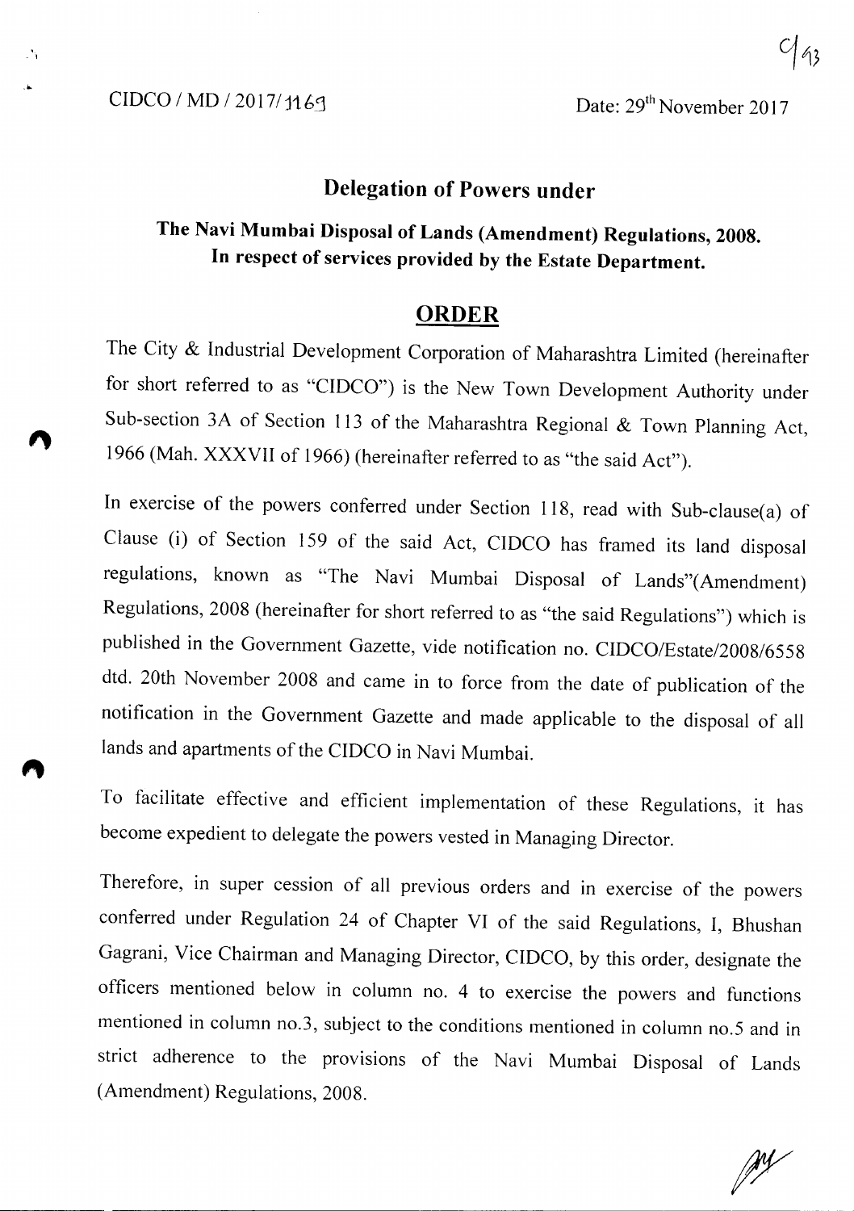CIDCO / MD / 2017/1169 Date: 29th November 2017

## Delegation of Powers under

### The Navi Mumbai Disposal of Lands (Amendment) Regulations, 2008. In respect of services provided by the Estate Department.

## ORDER

The City & Industrial Development Corporation of Maharashtra Limited (hereinafter for short referred to as "CIDCO") is the New Town Development Authority under Sub-section 3A of Section 113 of the Maharashtra Regional & Town Planning Act, 1966 (Mah. XXXVII of 1966) (hereinafter referred to as "the said Act").

In exercise of the powers conferred under Section 118, read with Sub-clause(a) of Clause (i) of Section 159 of the said Act, CIDCO has framed its land disposal regulations, known as "The Navi Mumbai Disposal of Lands"(Amendment) Regulations, 2008 (hereinafter for short referred to as "the said Regulations") which is published in the Government Gazette, vide notification no. CIDCO/Estate/2008/6558 dtd. 20th November 2008 and came in to force from the date of publication of the notification in the Government Gazette and made applicable to the disposal of all lands and apartments of the CIDCO in Navi Mumbai.

To facilitate effective and efficient implementation of these Regulations, it has become expedient to delegate the powers vested in Managing Director.

Therefore, in super cession of all previous orders and in exercise of the powers conferred under Regulation 24 of Chapter VI of the said Regulations, I, Bhushan Gagrani, Vice Chairman and Managing Director, CIDCO, by this order, designate the officers mentioned below in column no. 4 to exercise the powers and functions mentioned in column no.3, subject to the conditions mentioned in column no.5 and in strict adherence to the provisions of the Navi Mumbai Disposal of Lands (Amendment) Regulations, 2008.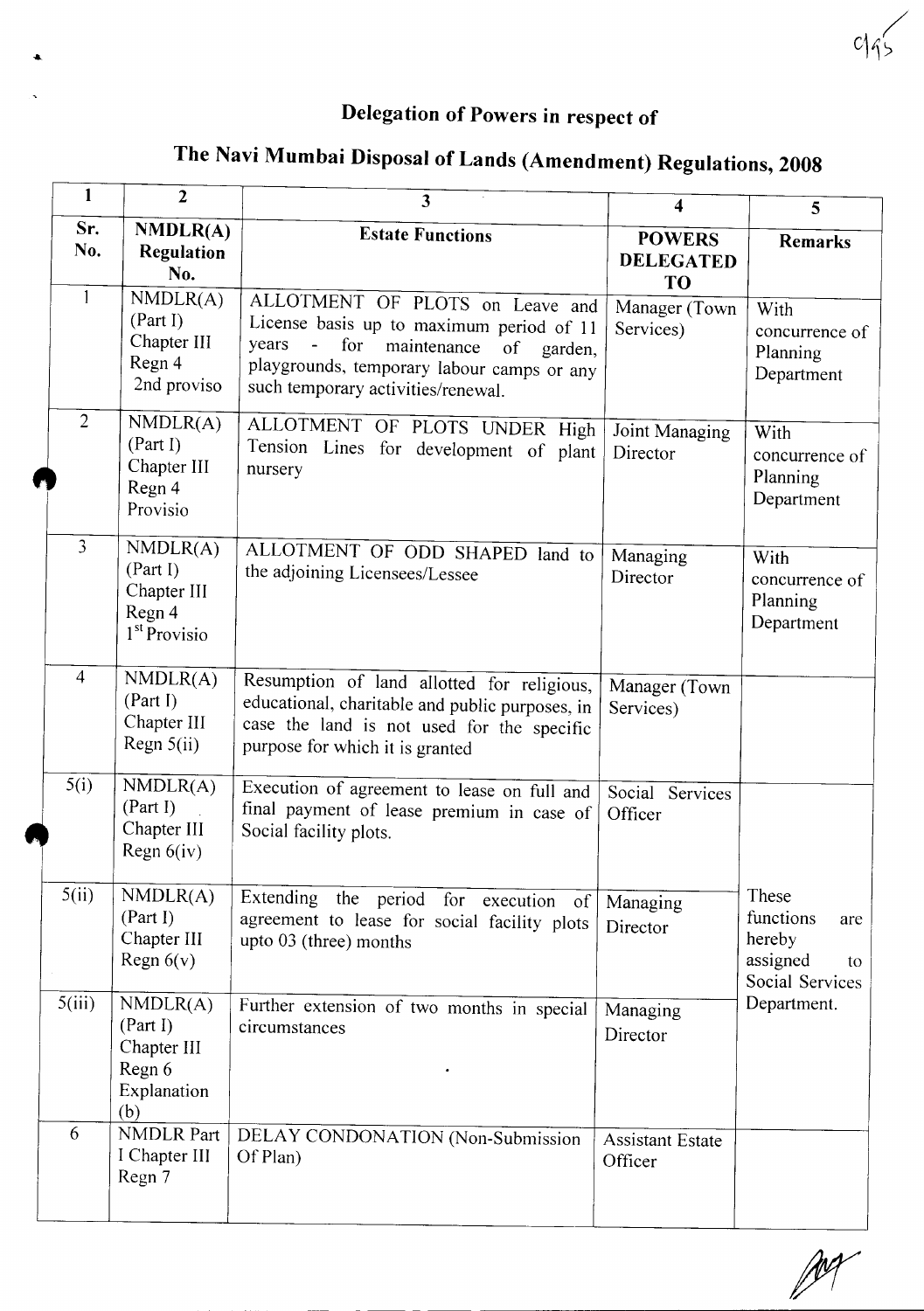# Delegation of Powers in respect of

# The Navi Mumbai Disposal of Lands (Amendment) Regulations, 2008

| 1 | 2 | 3 | 4 | 5 |
|---|---|---|---|---|
| **Sr. No.** | **NMDLR(A) Regulation No.** | **Estate Functions** | **POWERS DELEGATED TO** | **Remarks** |
| 1 | NMDLR(A) (Part I) Chapter III Regn 4 2nd proviso | ALLOTMENT OF PLOTS on Leave and License basis up to maximum period of 11 years - for maintenance of garden, playgrounds, temporary labour camps or any such temporary activities/renewal. | Manager (Town Services) | With concurrence of Planning Department |
| 2 | NMDLR(A) (Part I) Chapter III Regn 4 Provisio | ALLOTMENT OF PLOTS UNDER High Tension Lines for development of plant nursery | Joint Managing Director | With concurrence of Planning Department |
| 3 | NMDLR(A) (Part I) Chapter III Regn 4 1st Provisio | ALLOTMENT OF ODD SHAPED land to the adjoining Licensees/Lessee | Managing Director | With concurrence of Planning Department |
| 4 | NMDLR(A) (Part I) Chapter III Regn 5(ii) | Resumption of land allotted for religious, educational, charitable and public purposes, in case the land is not used for the specific purpose for which it is granted | Manager (Town Services) | |
| 5(i) | NMDLR(A) (Part I) Chapter III Regn 6(iv) | Execution of agreement to lease on full and final payment of lease premium in case of Social facility plots. | Social Services Officer | These functions are hereby assigned to Social Services Department. |
| 5(ii) | NMDLR(A) (Part I) Chapter III Regn 6(v) | Extending the period for execution of agreement to lease for social facility plots upto 03 (three) months | Managing Director | |
| 5(iii) | NMDLR(A) (Part I) Chapter III Regn 6 Explanation (b) | Further extension of two months in special circumstances | Managing Director | |
| 6 | NMDLR Part I Chapter III Regn 7 | DELAY CONDONATION (Non-Submission Of Plan) | Assistant Estate Officer | |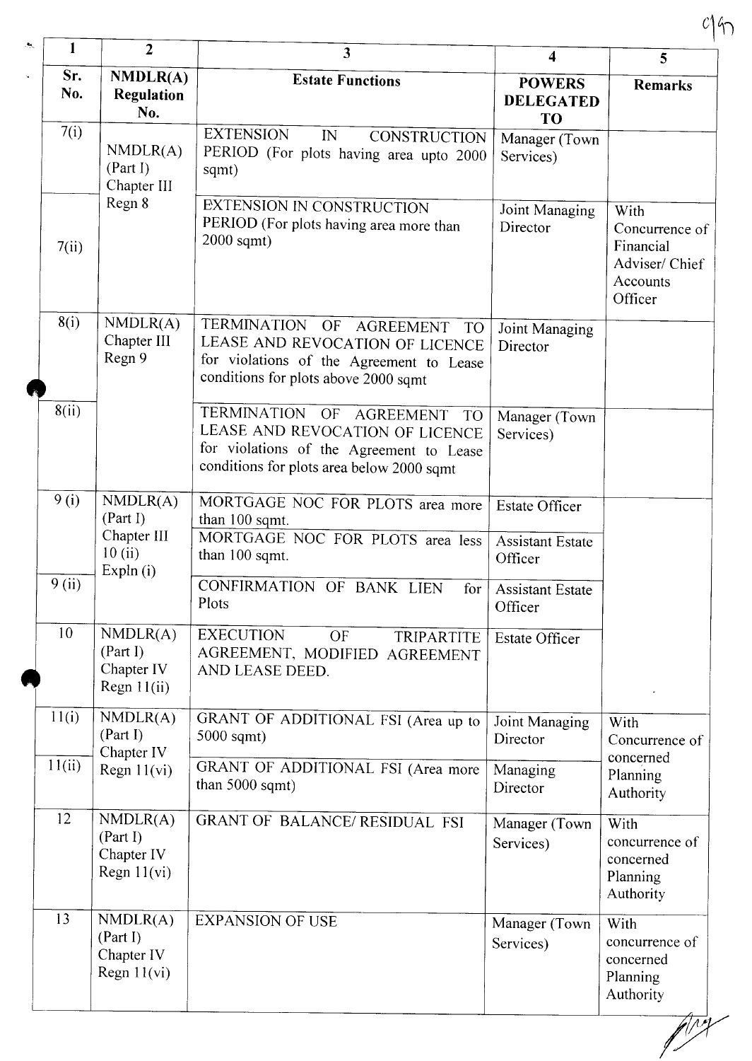| 1 | 2 | 3 | 4 | 5 |
|---|---|---|---|---|
| **Sr. No.** | **NMDLR(A) Regulation No.** | **Estate Functions** | **POWERS DELEGATED TO** | **Remarks** |
| 7(i) | NMDLR(A) (Part I) Chapter III Regn 8 | EXTENSION IN CONSTRUCTION PERIOD (For plots having area upto 2000 sqmt) | Manager (Town Services) | |
| 7(ii) | | EXTENSION IN CONSTRUCTION PERIOD (For plots having area more than 2000 sqmt) | Joint Managing Director | With Concurrence of Financial Adviser/ Chief Accounts Officer |
| 8(i) | NMDLR(A) Chapter III Regn 9 | TERMINATION OF AGREEMENT TO LEASE AND REVOCATION OF LICENCE for violations of the Agreement to Lease conditions for plots above 2000 sqmt | Joint Managing Director | |
| 8(ii) | | TERMINATION OF AGREEMENT TO LEASE AND REVOCATION OF LICENCE for violations of the Agreement to Lease conditions for plots area below 2000 sqmt | Manager (Town Services) | |
| 9 (i) | NMDLR(A) (Part I) Chapter III 10 (ii) Expln (i) | MORTGAGE NOC FOR PLOTS area more than 100 sqmt. | Estate Officer | |
| | | MORTGAGE NOC FOR PLOTS area less than 100 sqmt. | Assistant Estate Officer | |
| 9 (ii) | | CONFIRMATION OF BANK LIEN for Plots | Assistant Estate Officer | |
| 10 | NMDLR(A) (Part I) Chapter IV Regn 11(ii) | EXECUTION OF TRIPARTITE AGREEMENT, MODIFIED AGREEMENT AND LEASE DEED. | Estate Officer | |
| 11(i) | NMDLR(A) (Part I) Chapter IV Regn 11(vi) | GRANT OF ADDITIONAL FSI (Area up to 5000 sqmt) | Joint Managing Director | With Concurrence of concerned Planning Authority |
| 11(ii) | | GRANT OF ADDITIONAL FSI (Area more than 5000 sqmt) | Managing Director | |
| 12 | NMDLR(A) (Part I) Chapter IV Regn 11(vi) | GRANT OF BALANCE/ RESIDUAL FSI | Manager (Town Services) | With concurrence of concerned Planning Authority |
| 13 | NMDLR(A) (Part I) Chapter IV Regn 11(vi) | EXPANSION OF USE | Manager (Town Services) | With concurrence of concerned Planning Authority |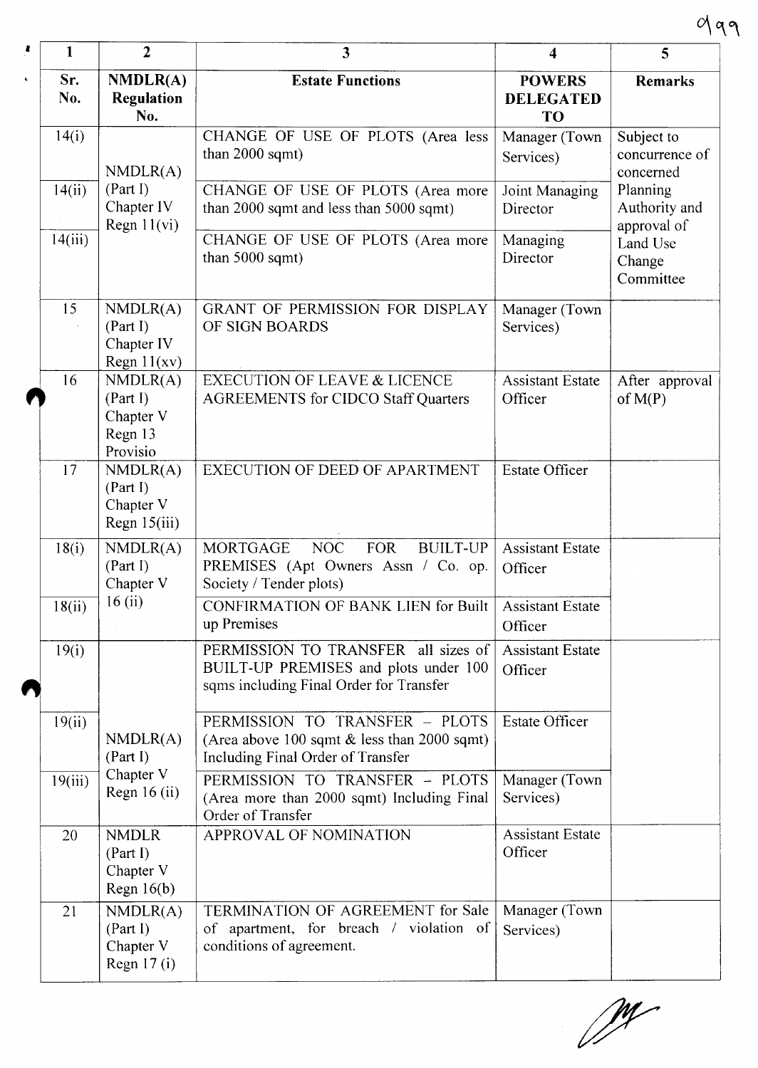| 1 | 2 | 3 | 4 | 5 |
|---|---|---|---|---|
| Sr. No. | NMDLR(A) Regulation No. | Estate Functions | POWERS DELEGATED TO | Remarks |
| 14(i) | NMDLR(A) (Part I) Chapter IV Regn 11(vi) | CHANGE OF USE OF PLOTS (Area less than 2000 sqmt) | Manager (Town Services) | Subject to concurrence of concerned Planning Authority and approval of Land Use Change Committee |
| 14(ii) | | CHANGE OF USE OF PLOTS (Area more than 2000 sqmt and less than 5000 sqmt) | Joint Managing Director | |
| 14(iii) | | CHANGE OF USE OF PLOTS (Area more than 5000 sqmt) | Managing Director | |
| 15 | NMDLR(A) (Part I) Chapter IV Regn 11(xv) | GRANT OF PERMISSION FOR DISPLAY OF SIGN BOARDS | Manager (Town Services) | |
| 16 | NMDLR(A) (Part I) Chapter V Regn 13 Provisio | EXECUTION OF LEAVE & LICENCE AGREEMENTS for CIDCO Staff Quarters | Assistant Estate Officer | After approval of M(P) |
| 17 | NMDLR(A) (Part I) Chapter V Regn 15(iii) | EXECUTION OF DEED OF APARTMENT | Estate Officer | |
| 18(i) | NMDLR(A) (Part I) Chapter V 16 (ii) | MORTGAGE NOC FOR BUILT-UP PREMISES (Apt Owners Assn / Co. op. Society / Tender plots) | Assistant Estate Officer | |
| 18(ii) | | CONFIRMATION OF BANK LIEN for Built up Premises | Assistant Estate Officer | |
| 19(i) | NMDLR(A) (Part I) Chapter V Regn 16 (ii) | PERMISSION TO TRANSFER all sizes of BUILT-UP PREMISES and plots under 100 sqms including Final Order for Transfer | Assistant Estate Officer | |
| 19(ii) | | PERMISSION TO TRANSFER – PLOTS (Area above 100 sqmt & less than 2000 sqmt) Including Final Order of Transfer | Estate Officer | |
| 19(iii) | | PERMISSION TO TRANSFER – PLOTS (Area more than 2000 sqmt) Including Final Order of Transfer | Manager (Town Services) | |
| 20 | NMDLR (Part I) Chapter V Regn 16(b) | APPROVAL OF NOMINATION | Assistant Estate Officer | |
| 21 | NMDLR(A) (Part I) Chapter V Regn 17 (i) | TERMINATION OF AGREEMENT for Sale of apartment, for breach / violation of conditions of agreement. | Manager (Town Services) | |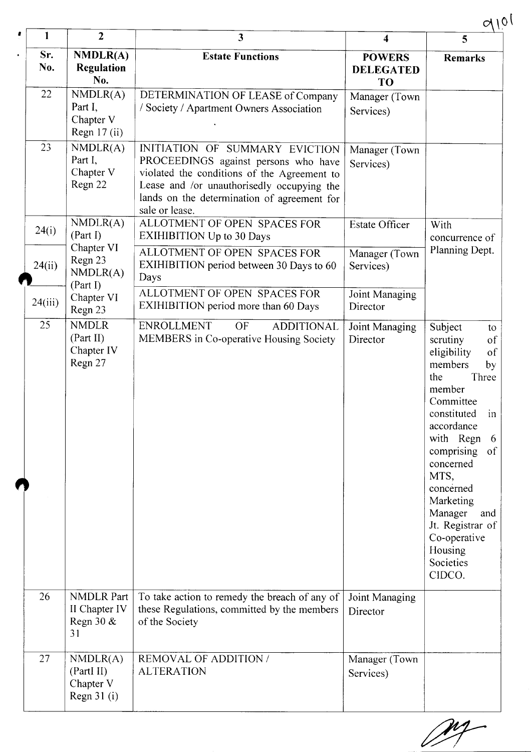| 1 | 2 | 3 | 4 | 5 |
|---|---|---|---|---|
| Sr. No. | NMDLR(A) Regulation No. | Estate Functions | POWERS DELEGATED TO | Remarks |
| 22 | NMDLR(A) Part I, Chapter V Regn 17 (ii) | DETERMINATION OF LEASE of Company / Society / Apartment Owners Association | Manager (Town Services) | |
| 23 | NMDLR(A) Part I, Chapter V Regn 22 | INITIATION OF SUMMARY EVICTION PROCEEDINGS against persons who have violated the conditions of the Agreement to Lease and /or unauthorisedly occupying the lands on the determination of agreement for sale or lease. | Manager (Town Services) | |
| 24(i) | NMDLR(A) (Part I) Chapter VI Regn 23 NMDLR(A) (Part I) Chapter VI Regn 23 | ALLOTMENT OF OPEN SPACES FOR EXIHIBITION Up to 30 Days | Estate Officer | With concurrence of Planning Dept. |
| 24(ii) | | ALLOTMENT OF OPEN SPACES FOR EXIHIBITION period between 30 Days to 60 Days | Manager (Town Services) | |
| 24(iii) | | ALLOTMENT OF OPEN SPACES FOR EXIHIBITION period more than 60 Days | Joint Managing Director | |
| 25 | NMDLR (Part II) Chapter IV Regn 27 | ENROLLMENT OF ADDITIONAL MEMBERS in Co-operative Housing Society | Joint Managing Director | Subject to scrutiny of eligibility of members by the Three member Committee constituted in accordance with Regn 6 comprising of concerned MTS, concerned Marketing Manager and Jt. Registrar of Co-operative Housing Societies CIDCO. |
| 26 | NMDLR Part II Chapter IV Regn 30 & 31 | To take action to remedy the breach of any of these Regulations, committed by the members of the Society | Joint Managing Director | |
| 27 | NMDLR(A) (PartI II) Chapter V Regn 31 (i) | REMOVAL OF ADDITION / ALTERATION | Manager (Town Services) | |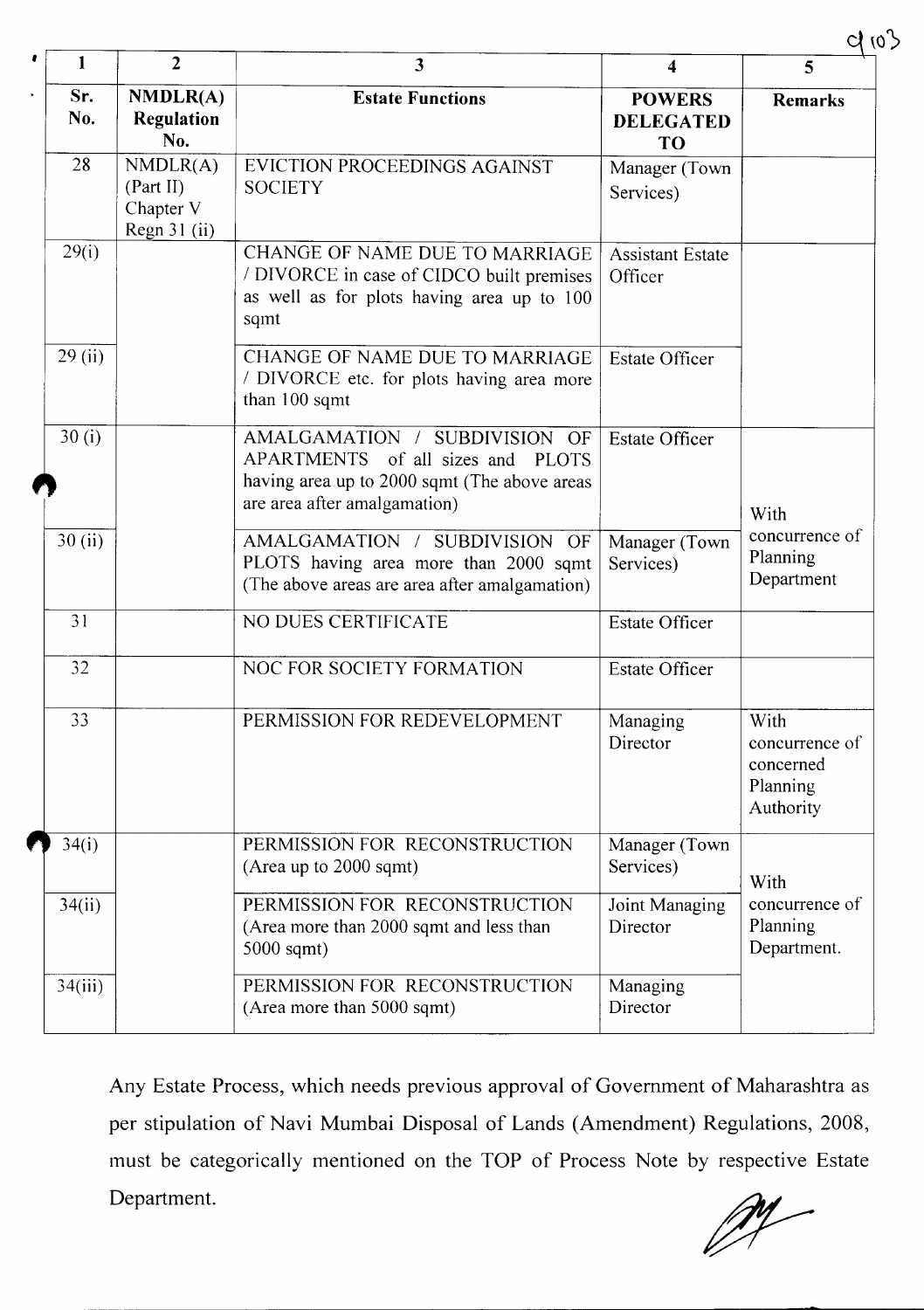| 1 | 2 | 3 | 4 | 5 |
|---|---|---|---|---|
| **Sr. No.** | **NMDLR(A) Regulation No.** | **Estate Functions** | **POWERS DELEGATED TO** | **Remarks** |
| 28 | NMDLR(A) (Part II) Chapter V Regn 31 (ii) | EVICTION PROCEEDINGS AGAINST SOCIETY | Manager (Town Services) | |
| 29(i) | | CHANGE OF NAME DUE TO MARRIAGE / DIVORCE in case of CIDCO built premises as well as for plots having area up to 100 sqmt | Assistant Estate Officer | |
| 29 (ii) | | CHANGE OF NAME DUE TO MARRIAGE / DIVORCE etc. for plots having area more than 100 sqmt | Estate Officer | |
| 30 (i) | | AMALGAMATION / SUBDIVISION OF APARTMENTS of all sizes and PLOTS having area up to 2000 sqmt (The above areas are area after amalgamation) | Estate Officer | With concurrence of Planning Department |
| 30 (ii) | | AMALGAMATION / SUBDIVISION OF PLOTS having area more than 2000 sqmt (The above areas are area after amalgamation) | Manager (Town Services) | |
| 31 | | NO DUES CERTIFICATE | Estate Officer | |
| 32 | | NOC FOR SOCIETY FORMATION | Estate Officer | |
| 33 | | PERMISSION FOR REDEVELOPMENT | Managing Director | With concurrence of concerned Planning Authority |
| 34(i) | | PERMISSION FOR RECONSTRUCTION (Area up to 2000 sqmt) | Manager (Town Services) | With concurrence of Planning Department. |
| 34(ii) | | PERMISSION FOR RECONSTRUCTION (Area more than 2000 sqmt and less than 5000 sqmt) | Joint Managing Director | |
| 34(iii) | | PERMISSION FOR RECONSTRUCTION (Area more than 5000 sqmt) | Managing Director | |

Any Estate Process, which needs previous approval of Government of Maharashtra as per stipulation of Navi Mumbai Disposal of Lands (Amendment) Regulations, 2008, must be categorically mentioned on the TOP of Process Note by respective Estate Department.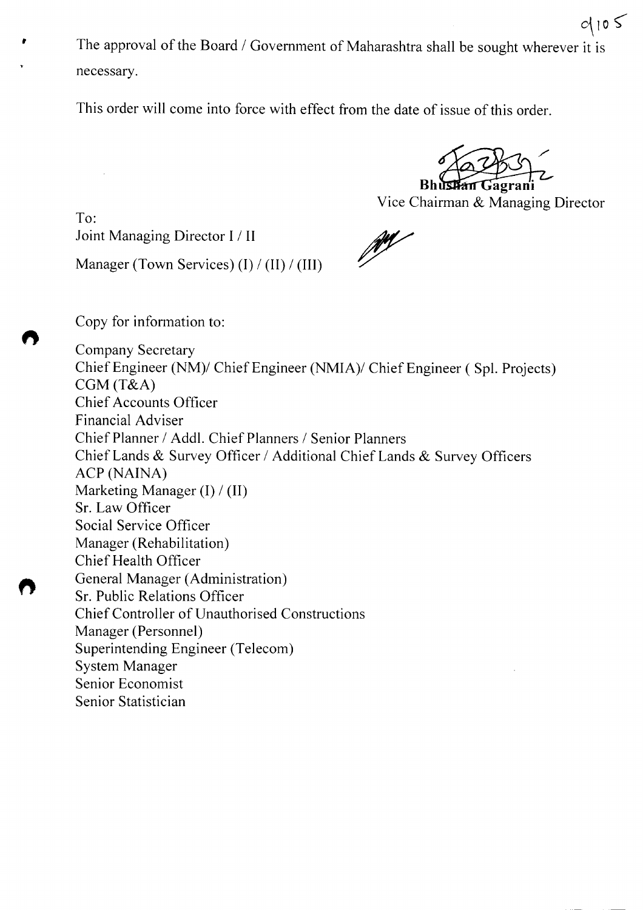The approval of the Board / Government of Maharashtra shall be sought wherever it is necessary.

This order will come into force with effect from the date of issue of this order.

**Bhushan Gagrani**
Vice Chairman & Managing Director

To:
Joint Managing Director I / II
Manager (Town Services) (I) / (II) / (III)

Copy for information to:

Company Secretary
Chief Engineer (NM)/ Chief Engineer (NMIA)/ Chief Engineer ( Spl. Projects)
CGM (T&A)
Chief Accounts Officer
Financial Adviser
Chief Planner / Addl. Chief Planners / Senior Planners
Chief Lands & Survey Officer / Additional Chief Lands & Survey Officers
ACP (NAINA)
Marketing Manager (I) / (II)
Sr. Law Officer
Social Service Officer
Manager (Rehabilitation)
Chief Health Officer
General Manager (Administration)
Sr. Public Relations Officer
Chief Controller of Unauthorised Constructions
Manager (Personnel)
Superintending Engineer (Telecom)
System Manager
Senior Economist
Senior Statistician